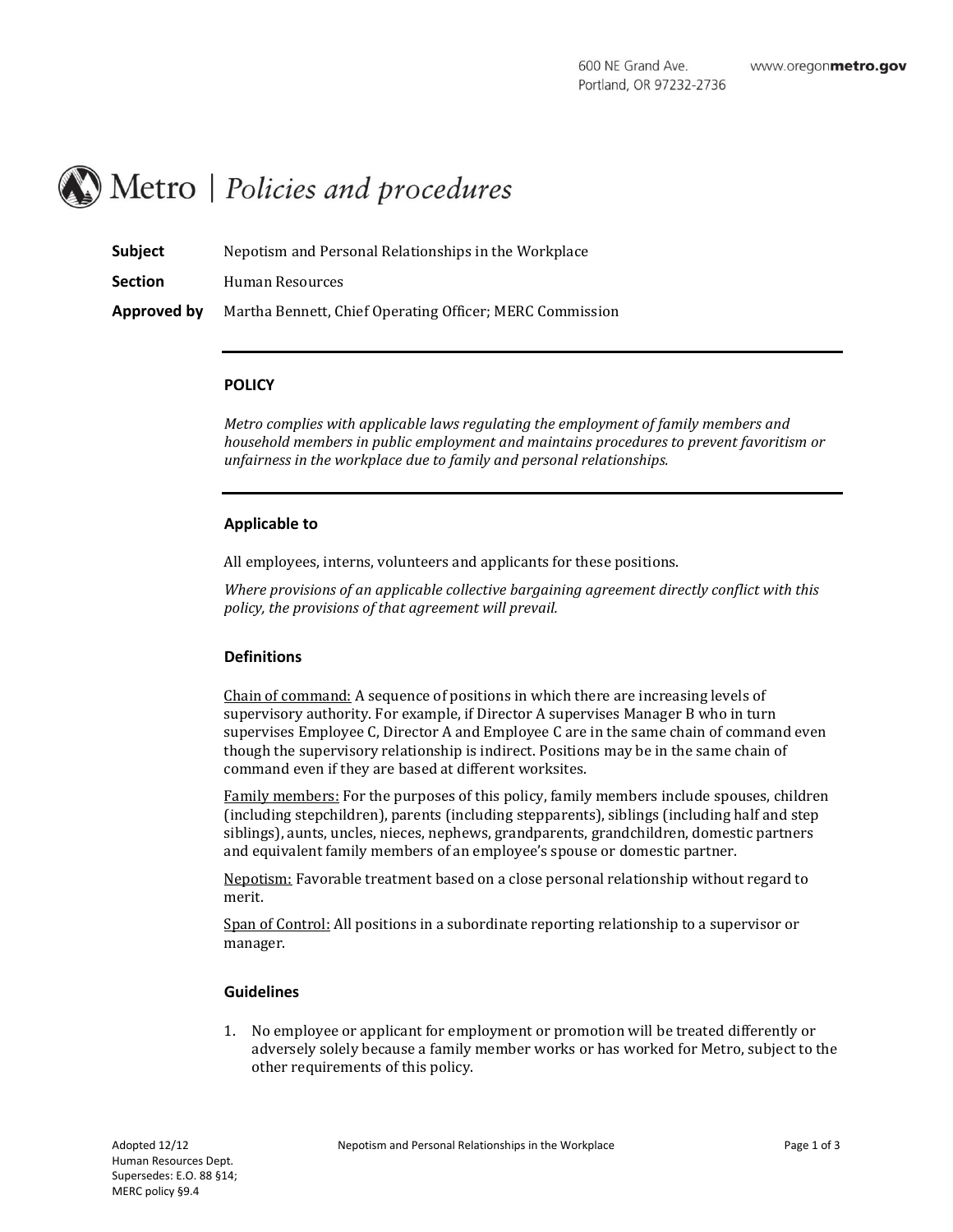600 NE Grand Ave.
Portland, OR 97232-2736

www.oregonmetro.gov

# Metro | *Policies and procedures*

**Subject** Nepotism and Personal Relationships in the Workplace

**Section** Human Resources

**Approved by** Martha Bennett, Chief Operating Officer; MERC Commission

---

## POLICY

*Metro complies with applicable laws regulating the employment of family members and household members in public employment and maintains procedures to prevent favoritism or unfairness in the workplace due to family and personal relationships.*

---

### Applicable to

All employees, interns, volunteers and applicants for these positions.

*Where provisions of an applicable collective bargaining agreement directly conflict with this policy, the provisions of that agreement will prevail.*

### Definitions

<u>Chain of command:</u> A sequence of positions in which there are increasing levels of supervisory authority. For example, if Director A supervises Manager B who in turn supervises Employee C, Director A and Employee C are in the same chain of command even though the supervisory relationship is indirect. Positions may be in the same chain of command even if they are based at different worksites.

<u>Family members:</u> For the purposes of this policy, family members include spouses, children (including stepchildren), parents (including stepparents), siblings (including half and step siblings), aunts, uncles, nieces, nephews, grandparents, grandchildren, domestic partners and equivalent family members of an employee's spouse or domestic partner.

<u>Nepotism:</u> Favorable treatment based on a close personal relationship without regard to merit.

<u>Span of Control:</u> All positions in a subordinate reporting relationship to a supervisor or manager.

### Guidelines

1. No employee or applicant for employment or promotion will be treated differently or adversely solely because a family member works or has worked for Metro, subject to the other requirements of this policy.

Adopted 12/12
Human Resources Dept.
Supersedes: E.O. 88 §14;
MERC policy §9.4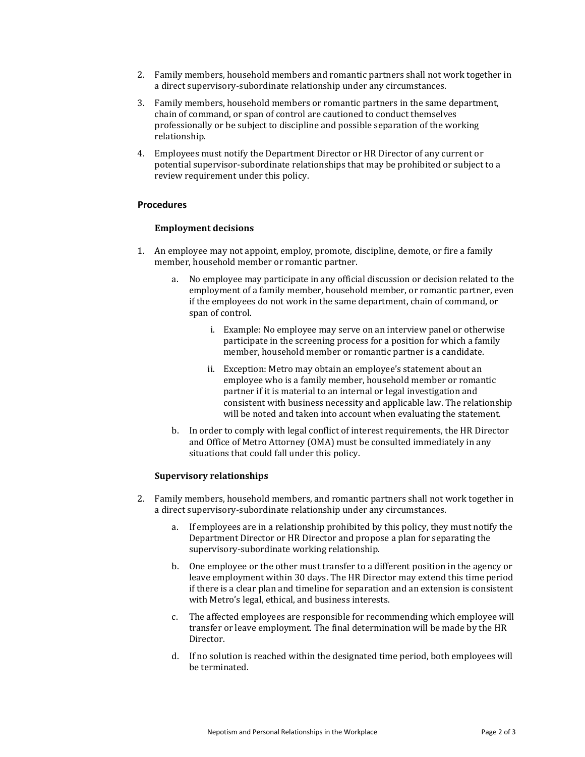2. Family members, household members and romantic partners shall not work together in a direct supervisory-subordinate relationship under any circumstances.
3. Family members, household members or romantic partners in the same department, chain of command, or span of control are cautioned to conduct themselves professionally or be subject to discipline and possible separation of the working relationship.
4. Employees must notify the Department Director or HR Director of any current or potential supervisor-subordinate relationships that may be prohibited or subject to a review requirement under this policy.

## Procedures

### Employment decisions

1. An employee may not appoint, employ, promote, discipline, demote, or fire a family member, household member or romantic partner.
    a. No employee may participate in any official discussion or decision related to the employment of a family member, household member, or romantic partner, even if the employees do not work in the same department, chain of command, or span of control.
        i. Example: No employee may serve on an interview panel or otherwise participate in the screening process for a position for which a family member, household member or romantic partner is a candidate.
        ii. Exception: Metro may obtain an employee's statement about an employee who is a family member, household member or romantic partner if it is material to an internal or legal investigation and consistent with business necessity and applicable law. The relationship will be noted and taken into account when evaluating the statement.
    b. In order to comply with legal conflict of interest requirements, the HR Director and Office of Metro Attorney (OMA) must be consulted immediately in any situations that could fall under this policy.

### Supervisory relationships

2. Family members, household members, and romantic partners shall not work together in a direct supervisory-subordinate relationship under any circumstances.
    a. If employees are in a relationship prohibited by this policy, they must notify the Department Director or HR Director and propose a plan for separating the supervisory-subordinate working relationship.
    b. One employee or the other must transfer to a different position in the agency or leave employment within 30 days. The HR Director may extend this time period if there is a clear plan and timeline for separation and an extension is consistent with Metro's legal, ethical, and business interests.
    c. The affected employees are responsible for recommending which employee will transfer or leave employment. The final determination will be made by the HR Director.
    d. If no solution is reached within the designated time period, both employees will be terminated.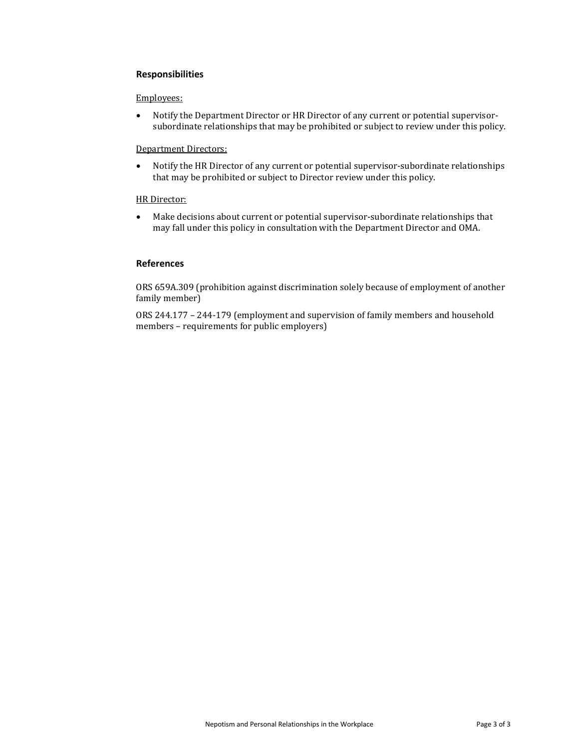## Responsibilities

Employees:

- Notify the Department Director or HR Director of any current or potential supervisor-subordinate relationships that may be prohibited or subject to review under this policy.

Department Directors:

- Notify the HR Director of any current or potential supervisor-subordinate relationships that may be prohibited or subject to Director review under this policy.

HR Director:

- Make decisions about current or potential supervisor-subordinate relationships that may fall under this policy in consultation with the Department Director and OMA.

## References

ORS 659A.309 (prohibition against discrimination solely because of employment of another family member)

ORS 244.177 – 244-179 (employment and supervision of family members and household members – requirements for public employers)